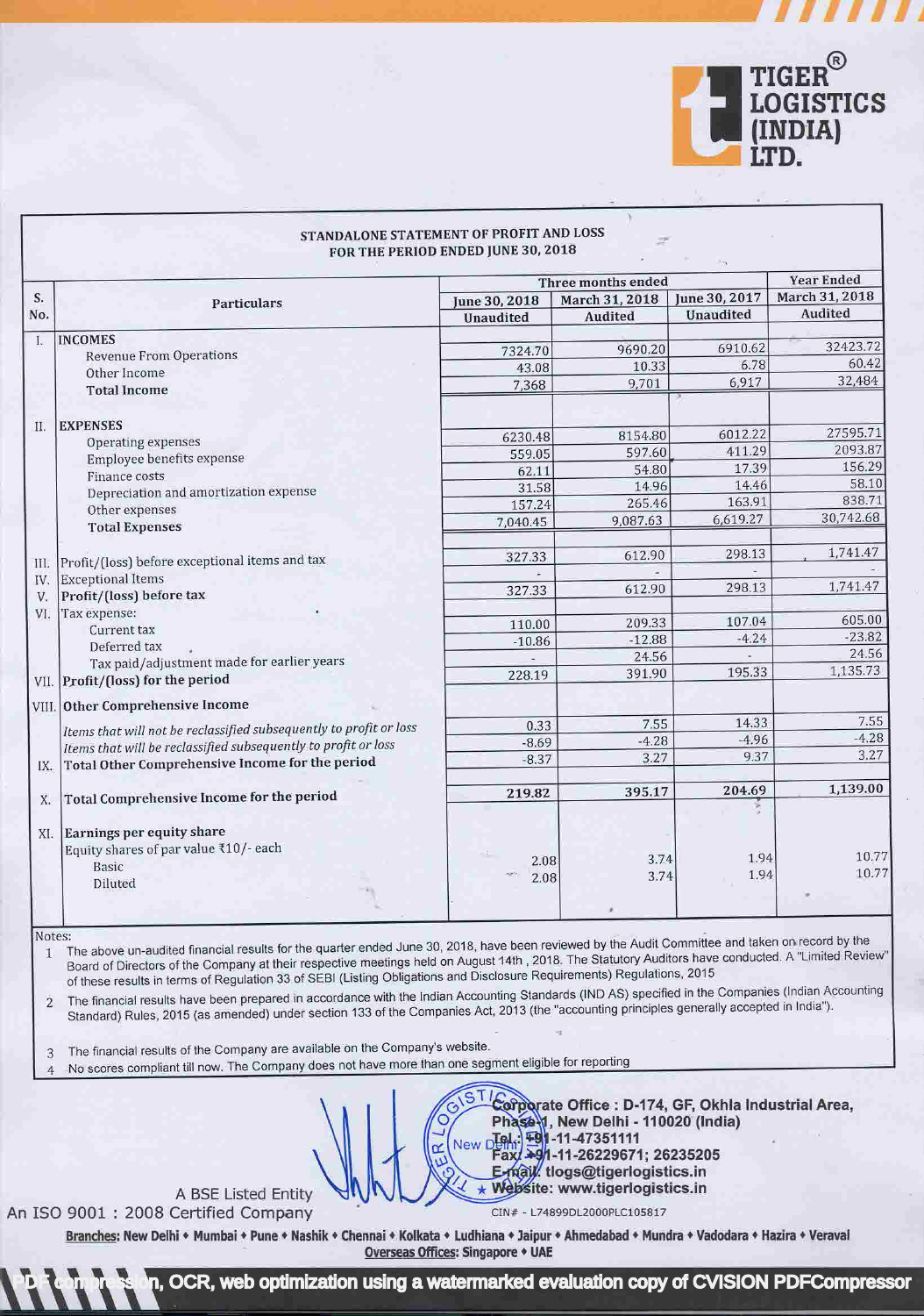TIGER® LOGISTICS (INDIA) LTD.

## STANDALONE STATEMENT OF PROFIT AND LOSS FOR THE PERIOD ENDED JUNE 30, 2018

| S. No. | Particulars | Three months ended | | | Year Ended |
|---|---|---|---|---|---|
| | | June 30, 2018 | March 31, 2018 | June 30, 2017 | March 31, 2018 |
| | | Unaudited | Audited | Unaudited | Audited |
| I. | **INCOMES** | | | | |
| | Revenue From Operations | 7324.70 | 9690.20 | 6910.62 | 32423.72 |
| | Other Income | 43.08 | 10.33 | 6.78 | 60.42 |
| | **Total Income** | 7,368 | 9,701 | 6,917 | 32,484 |
| II. | **EXPENSES** | | | | |
| | Operating expenses | 6230.48 | 8154.80 | 6012.22 | 27595.71 |
| | Employee benefits expense | 559.05 | 597.60 | 411.29 | 2093.87 |
| | Finance costs | 62.11 | 54.80 | 17.39 | 156.29 |
| | Depreciation and amortization expense | 31.58 | 14.96 | 14.46 | 58.10 |
| | Other expenses | 157.24 | 265.46 | 163.91 | 838.71 |
| | **Total Expenses** | 7,040.45 | 9,087.63 | 6,619.27 | 30,742.68 |
| III. | Profit/(loss) before exceptional items and tax | 327.33 | 612.90 | 298.13 | 1,741.47 |
| IV. | Exceptional Items | - | - | - | - |
| V. | **Profit/(loss) before tax** | 327.33 | 612.90 | 298.13 | 1,741.47 |
| VI. | Tax expense: | | | | |
| | Current tax | 110.00 | 209.33 | 107.04 | 605.00 |
| | Deferred tax | -10.86 | -12.88 | -4.24 | -23.82 |
| | Tax paid/adjustment made for earlier years | - | 24.56 | - | 24.56 |
| VII. | **Profit/(loss) for the period** | 228.19 | 391.90 | 195.33 | 1,135.73 |
| VIII. | **Other Comprehensive Income** | | | | |
| | *Items that will not be reclassified subsequently to profit or loss* | 0.33 | 7.55 | 14.33 | 7.55 |
| | *Items that will be reclassified subsequently to profit or loss* | -8.69 | -4.28 | -4.96 | -4.28 |
| IX. | **Total Other Comprehensive Income for the period** | -8.37 | 3.27 | 9.37 | 3.27 |
| X. | **Total Comprehensive Income for the period** | **219.82** | **395.17** | **204.69** | **1,139.00** |
| XI. | **Earnings per equity share** | | | | |
| | Equity shares of par value ₹10/- each | | | | |
| | Basic | 2.08 | 3.74 | 1.94 | 10.77 |
| | Diluted | 2.08 | 3.74 | 1.94 | 10.77 |

Notes:

1. The above un-audited financial results for the quarter ended June 30, 2018, have been reviewed by the Audit Committee and taken on record by the Board of Directors of the Company at their respective meetings held on August 14th , 2018. The Statutory Auditors have conducted. A "Limited Review" of these results in terms of Regulation 33 of SEBI (Listing Obligations and Disclosure Requirements) Regulations, 2015
2. The financial results have been prepared in accordance with the Indian Accounting Standards (IND AS) specified in the Companies (Indian Accounting Standard) Rules, 2015 (as amended) under section 133 of the Companies Act, 2013 (the "accounting principles generally accepted in India").
3. The financial results of the Company are available on the Company's website.
4. No scores compliant till now. The Company does not have more than one segment eligible for reporting

A BSE Listed Entity
An ISO 9001 : 2008 Certified Company

Corporate Office : D-174, GF, Okhla Industrial Area, Phase-1, New Delhi - 110020 (India)
Tel.: +91-11-47351111
Fax: +91-11-26229671; 26235205
E-mail: tlogs@tigerlogistics.in
Website: www.tigerlogistics.in

CIN# - L74899DL2000PLC105817

**Branches:** New Delhi • Mumbai • Pune • Nashik • Chennai • Kolkata • Ludhiana • Jaipur • Ahmedabad • Mundra • Vadodara • Hazira • Veraval
**Overseas Offices:** Singapore • UAE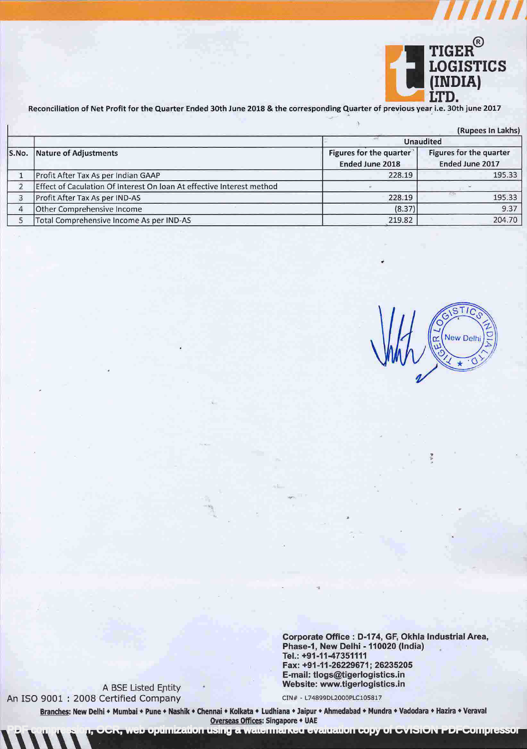Reconciliation of Net Profit for the Quarter Ended 30th June 2018 & the corresponding Quarter of previous year i.e. 30th june 2017

(Rupees In Lakhs)

| S.No. | Nature of Adjustments | Unaudited | |
|---|---|---|---|
| | | Figures for the quarter Ended June 2018 | Figures for the quarter Ended June 2017 |
| 1 | Profit After Tax As per Indian GAAP | 228.19 | 195.33 |
| 2 | Effect of Caculation Of Interest On loan At effective Interest method | - | - |
| 3 | Profit After Tax As per IND-AS | 228.19 | 195.33 |
| 4 | Other Comprehensive Income | (8.37) | 9.37 |
| 5 | Total Comprehensive Income As per IND-AS | 219.82 | 204.70 |

A BSE Listed Entity
An ISO 9001 : 2008 Certified Company

Corporate Office : D-174, GF, Okhla Industrial Area, Phase-1, New Delhi - 110020 (India)
Tel.: +91-11-47351111
Fax: +91-11-26229671; 26235205
E-mail: tlogs@tigerlogistics.in
Website: www.tigerlogistics.in

CIN# - L74899DL2000PLC105817

**Branches:** New Delhi • Mumbai • Pune • Nashik • Chennai • Kolkata • Ludhiana • Jaipur • Ahmedabad • Mundra • Vadodara • Hazira • Veraval
**Overseas Offices:** Singapore • UAE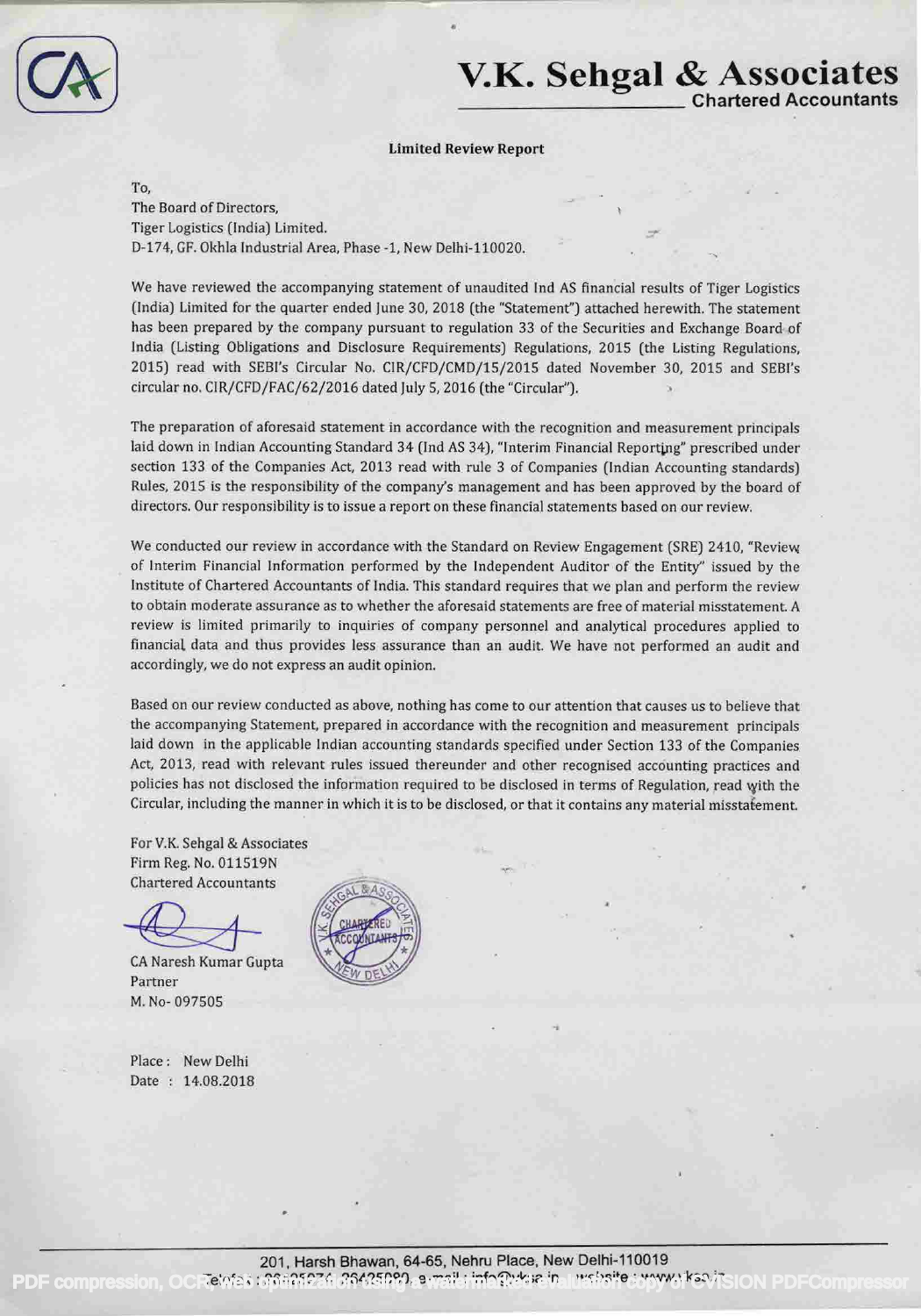# V.K. Sehgal & Associates
**Chartered Accountants**

**Limited Review Report**

To,
The Board of Directors,
Tiger Logistics (India) Limited.
D-174, GF. Okhla Industrial Area, Phase -1, New Delhi-110020.

We have reviewed the accompanying statement of unaudited Ind AS financial results of Tiger Logistics (India) Limited for the quarter ended June 30, 2018 (the "Statement") attached herewith. The statement has been prepared by the company pursuant to regulation 33 of the Securities and Exchange Board of India (Listing Obligations and Disclosure Requirements) Regulations, 2015 (the Listing Regulations, 2015) read with SEBI's Circular No. CIR/CFD/CMD/15/2015 dated November 30, 2015 and SEBI's circular no. CIR/CFD/FAC/62/2016 dated July 5, 2016 (the "Circular").

The preparation of aforesaid statement in accordance with the recognition and measurement principals laid down in Indian Accounting Standard 34 (Ind AS 34), "Interim Financial Reporting" prescribed under section 133 of the Companies Act, 2013 read with rule 3 of Companies (Indian Accounting standards) Rules, 2015 is the responsibility of the company's management and has been approved by the board of directors. Our responsibility is to issue a report on these financial statements based on our review.

We conducted our review in accordance with the Standard on Review Engagement (SRE) 2410, "Review of Interim Financial Information performed by the Independent Auditor of the Entity" issued by the Institute of Chartered Accountants of India. This standard requires that we plan and perform the review to obtain moderate assurance as to whether the aforesaid statements are free of material misstatement. A review is limited primarily to inquiries of company personnel and analytical procedures applied to financial data and thus provides less assurance than an audit. We have not performed an audit and accordingly, we do not express an audit opinion.

Based on our review conducted as above, nothing has come to our attention that causes us to believe that the accompanying Statement, prepared in accordance with the recognition and measurement principals laid down in the applicable Indian accounting standards specified under Section 133 of the Companies Act, 2013, read with relevant rules issued thereunder and other recognised accounting practices and policies has not disclosed the information required to be disclosed in terms of Regulation, read with the Circular, including the manner in which it is to be disclosed, or that it contains any material misstatement.

For V.K. Sehgal & Associates
Firm Reg. No. 011519N
Chartered Accountants

CA Naresh Kumar Gupta
Partner
M. No- 097505

Place : New Delhi
Date : 14.08.2018

201, Harsh Bhawan, 64-65, Nehru Place, New Delhi-110019